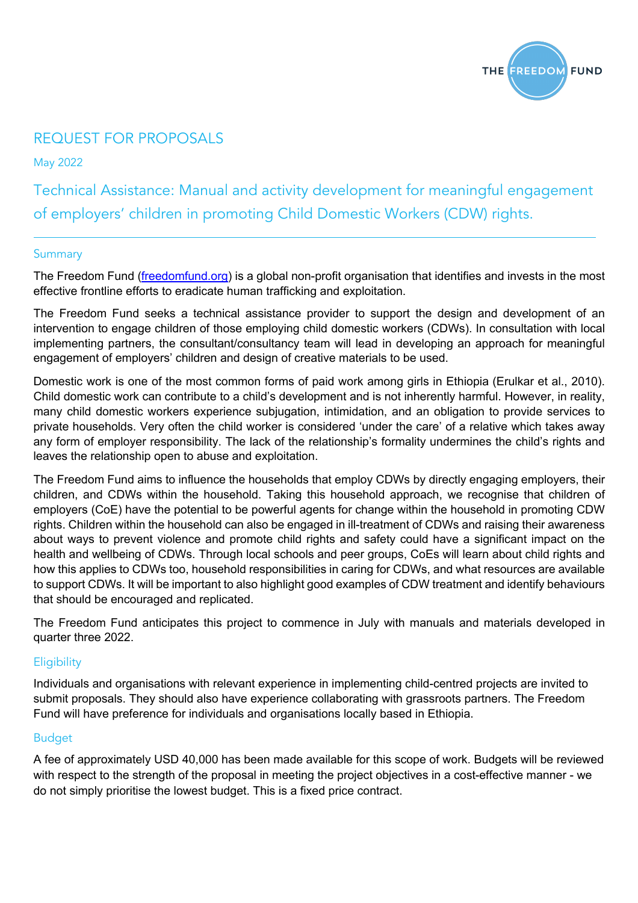# REQUEST FOR PROPOSALS

May 2022

## Technical Assistance: Manual and activity development for meaningful engagement of employers' children in promoting Child Domestic Workers (CDW) rights.

### Summary

The Freedom Fund ([freedomfund.org](freedomfund.org)) is a global non-profit organisation that identifies and invests in the most effective frontline efforts to eradicate human trafficking and exploitation.

The Freedom Fund seeks a technical assistance provider to support the design and development of an intervention to engage children of those employing child domestic workers (CDWs). In consultation with local implementing partners, the consultant/consultancy team will lead in developing an approach for meaningful engagement of employers' children and design of creative materials to be used.

Domestic work is one of the most common forms of paid work among girls in Ethiopia (Erulkar et al., 2010). Child domestic work can contribute to a child's development and is not inherently harmful. However, in reality, many child domestic workers experience subjugation, intimidation, and an obligation to provide services to private households. Very often the child worker is considered 'under the care' of a relative which takes away any form of employer responsibility. The lack of the relationship's formality undermines the child's rights and leaves the relationship open to abuse and exploitation.

The Freedom Fund aims to influence the households that employ CDWs by directly engaging employers, their children, and CDWs within the household. Taking this household approach, we recognise that children of employers (CoE) have the potential to be powerful agents for change within the household in promoting CDW rights. Children within the household can also be engaged in ill-treatment of CDWs and raising their awareness about ways to prevent violence and promote child rights and safety could have a significant impact on the health and wellbeing of CDWs. Through local schools and peer groups, CoEs will learn about child rights and how this applies to CDWs too, household responsibilities in caring for CDWs, and what resources are available to support CDWs. It will be important to also highlight good examples of CDW treatment and identify behaviours that should be encouraged and replicated.

The Freedom Fund anticipates this project to commence in July with manuals and materials developed in quarter three 2022.

### Eligibility

Individuals and organisations with relevant experience in implementing child-centred projects are invited to submit proposals. They should also have experience collaborating with grassroots partners. The Freedom Fund will have preference for individuals and organisations locally based in Ethiopia.

### Budget

A fee of approximately USD 40,000 has been made available for this scope of work. Budgets will be reviewed with respect to the strength of the proposal in meeting the project objectives in a cost-effective manner - we do not simply prioritise the lowest budget. This is a fixed price contract.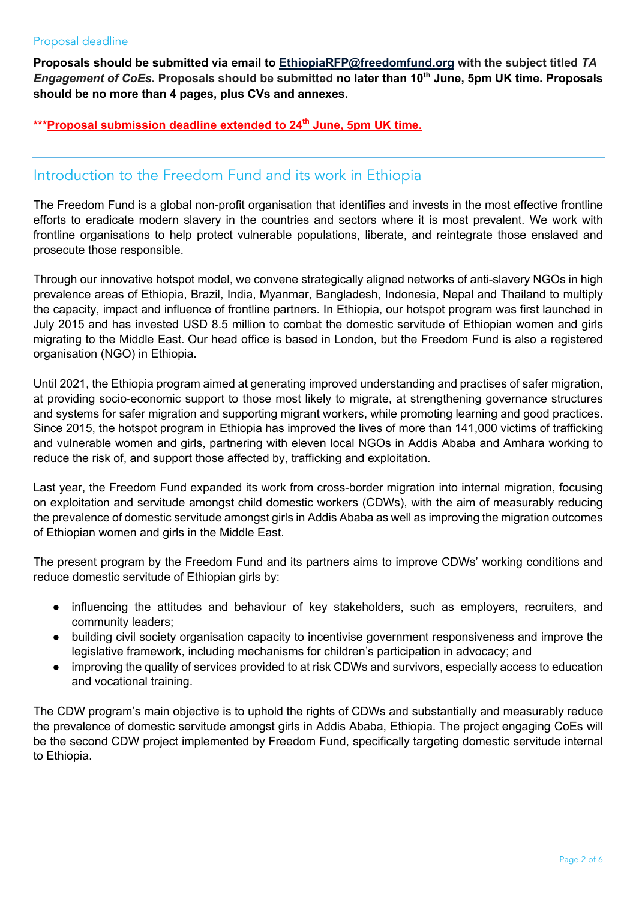## Proposal deadline

**Proposals should be submitted via email to EthiopiaRFP@freedomfund.org with the subject titled *TA Engagement of CoEs.* Proposals should be submitted no later than 10th June, 5pm UK time. Proposals should be no more than 4 pages, plus CVs and annexes.**

**\*\*\*Proposal submission deadline extended to 24th June, 5pm UK time.**

## Introduction to the Freedom Fund and its work in Ethiopia

The Freedom Fund is a global non-profit organisation that identifies and invests in the most effective frontline efforts to eradicate modern slavery in the countries and sectors where it is most prevalent. We work with frontline organisations to help protect vulnerable populations, liberate, and reintegrate those enslaved and prosecute those responsible.

Through our innovative hotspot model, we convene strategically aligned networks of anti-slavery NGOs in high prevalence areas of Ethiopia, Brazil, India, Myanmar, Bangladesh, Indonesia, Nepal and Thailand to multiply the capacity, impact and influence of frontline partners. In Ethiopia, our hotspot program was first launched in July 2015 and has invested USD 8.5 million to combat the domestic servitude of Ethiopian women and girls migrating to the Middle East. Our head office is based in London, but the Freedom Fund is also a registered organisation (NGO) in Ethiopia.

Until 2021, the Ethiopia program aimed at generating improved understanding and practises of safer migration, at providing socio-economic support to those most likely to migrate, at strengthening governance structures and systems for safer migration and supporting migrant workers, while promoting learning and good practices. Since 2015, the hotspot program in Ethiopia has improved the lives of more than 141,000 victims of trafficking and vulnerable women and girls, partnering with eleven local NGOs in Addis Ababa and Amhara working to reduce the risk of, and support those affected by, trafficking and exploitation.

Last year, the Freedom Fund expanded its work from cross-border migration into internal migration, focusing on exploitation and servitude amongst child domestic workers (CDWs), with the aim of measurably reducing the prevalence of domestic servitude amongst girls in Addis Ababa as well as improving the migration outcomes of Ethiopian women and girls in the Middle East.

The present program by the Freedom Fund and its partners aims to improve CDWs' working conditions and reduce domestic servitude of Ethiopian girls by:

- influencing the attitudes and behaviour of key stakeholders, such as employers, recruiters, and community leaders;
- building civil society organisation capacity to incentivise government responsiveness and improve the legislative framework, including mechanisms for children's participation in advocacy; and
- improving the quality of services provided to at risk CDWs and survivors, especially access to education and vocational training.

The CDW program's main objective is to uphold the rights of CDWs and substantially and measurably reduce the prevalence of domestic servitude amongst girls in Addis Ababa, Ethiopia. The project engaging CoEs will be the second CDW project implemented by Freedom Fund, specifically targeting domestic servitude internal to Ethiopia.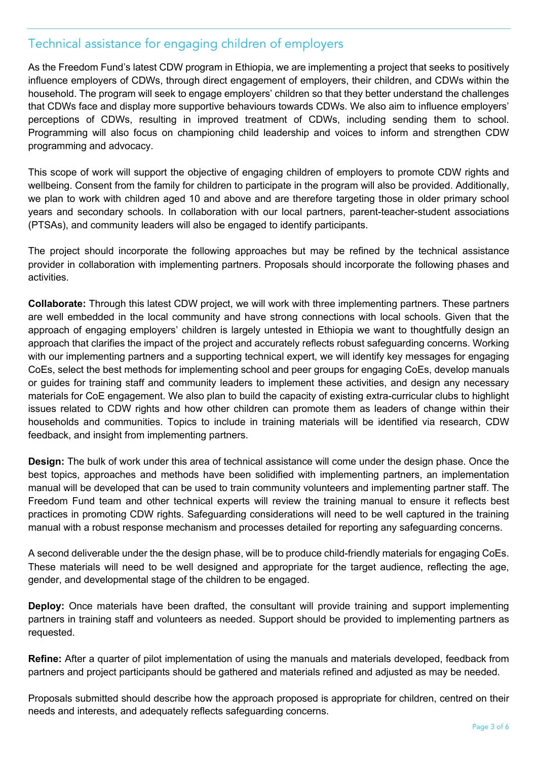## Technical assistance for engaging children of employers

As the Freedom Fund's latest CDW program in Ethiopia, we are implementing a project that seeks to positively influence employers of CDWs, through direct engagement of employers, their children, and CDWs within the household. The program will seek to engage employers' children so that they better understand the challenges that CDWs face and display more supportive behaviours towards CDWs. We also aim to influence employers' perceptions of CDWs, resulting in improved treatment of CDWs, including sending them to school. Programming will also focus on championing child leadership and voices to inform and strengthen CDW programming and advocacy.

This scope of work will support the objective of engaging children of employers to promote CDW rights and wellbeing. Consent from the family for children to participate in the program will also be provided. Additionally, we plan to work with children aged 10 and above and are therefore targeting those in older primary school years and secondary schools. In collaboration with our local partners, parent-teacher-student associations (PTSAs), and community leaders will also be engaged to identify participants.

The project should incorporate the following approaches but may be refined by the technical assistance provider in collaboration with implementing partners. Proposals should incorporate the following phases and activities.

**Collaborate:** Through this latest CDW project, we will work with three implementing partners. These partners are well embedded in the local community and have strong connections with local schools. Given that the approach of engaging employers' children is largely untested in Ethiopia we want to thoughtfully design an approach that clarifies the impact of the project and accurately reflects robust safeguarding concerns. Working with our implementing partners and a supporting technical expert, we will identify key messages for engaging CoEs, select the best methods for implementing school and peer groups for engaging CoEs, develop manuals or guides for training staff and community leaders to implement these activities, and design any necessary materials for CoE engagement. We also plan to build the capacity of existing extra-curricular clubs to highlight issues related to CDW rights and how other children can promote them as leaders of change within their households and communities. Topics to include in training materials will be identified via research, CDW feedback, and insight from implementing partners.

**Design:** The bulk of work under this area of technical assistance will come under the design phase. Once the best topics, approaches and methods have been solidified with implementing partners, an implementation manual will be developed that can be used to train community volunteers and implementing partner staff. The Freedom Fund team and other technical experts will review the training manual to ensure it reflects best practices in promoting CDW rights. Safeguarding considerations will need to be well captured in the training manual with a robust response mechanism and processes detailed for reporting any safeguarding concerns.

A second deliverable under the the design phase, will be to produce child-friendly materials for engaging CoEs. These materials will need to be well designed and appropriate for the target audience, reflecting the age, gender, and developmental stage of the children to be engaged.

**Deploy:** Once materials have been drafted, the consultant will provide training and support implementing partners in training staff and volunteers as needed. Support should be provided to implementing partners as requested.

**Refine:** After a quarter of pilot implementation of using the manuals and materials developed, feedback from partners and project participants should be gathered and materials refined and adjusted as may be needed.

Proposals submitted should describe how the approach proposed is appropriate for children, centred on their needs and interests, and adequately reflects safeguarding concerns.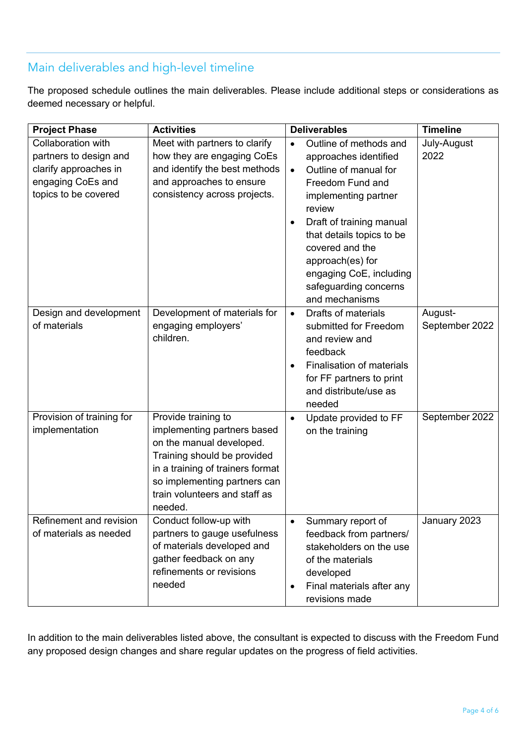## Main deliverables and high-level timeline

The proposed schedule outlines the main deliverables. Please include additional steps or considerations as deemed necessary or helpful.

| Project Phase | Activities | Deliverables | Timeline |
|---|---|---|---|
| Collaboration with partners to design and clarify approaches in engaging CoEs and topics to be covered | Meet with partners to clarify how they are engaging CoEs and identify the best methods and approaches to ensure consistency across projects. | • Outline of methods and approaches identified<br>• Outline of manual for Freedom Fund and implementing partner review<br>• Draft of training manual that details topics to be covered and the approach(es) for engaging CoE, including safeguarding concerns and mechanisms | July-August 2022 |
| Design and development of materials | Development of materials for engaging employers' children. | • Drafts of materials submitted for Freedom and review and feedback<br>• Finalisation of materials for FF partners to print and distribute/use as needed | August-September 2022 |
| Provision of training for implementation | Provide training to implementing partners based on the manual developed. Training should be provided in a training of trainers format so implementing partners can train volunteers and staff as needed. | • Update provided to FF on the training | September 2022 |
| Refinement and revision of materials as needed | Conduct follow-up with partners to gauge usefulness of materials developed and gather feedback on any refinements or revisions needed | • Summary report of feedback from partners/ stakeholders on the use of the materials developed<br>• Final materials after any revisions made | January 2023 |

In addition to the main deliverables listed above, the consultant is expected to discuss with the Freedom Fund any proposed design changes and share regular updates on the progress of field activities.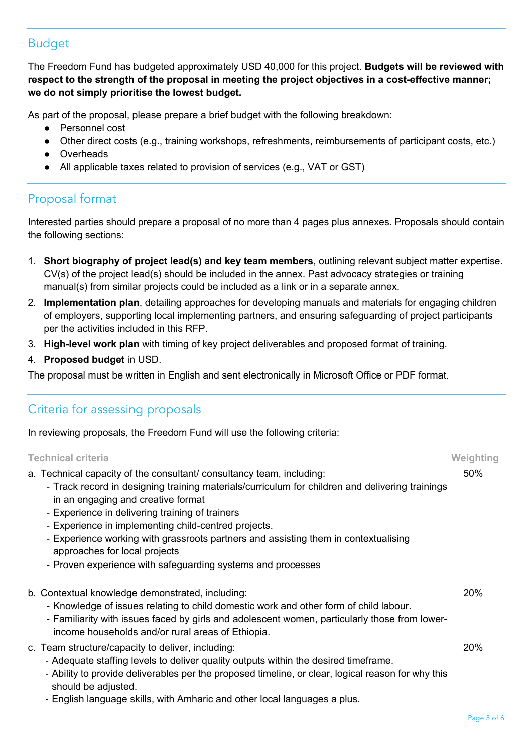## Budget

The Freedom Fund has budgeted approximately USD 40,000 for this project. **Budgets will be reviewed with respect to the strength of the proposal in meeting the project objectives in a cost-effective manner; we do not simply prioritise the lowest budget.**

As part of the proposal, please prepare a brief budget with the following breakdown:

- Personnel cost
- Other direct costs (e.g., training workshops, refreshments, reimbursements of participant costs, etc.)
- Overheads
- All applicable taxes related to provision of services (e.g., VAT or GST)

## Proposal format

Interested parties should prepare a proposal of no more than 4 pages plus annexes. Proposals should contain the following sections:

1. **Short biography of project lead(s) and key team members**, outlining relevant subject matter expertise. CV(s) of the project lead(s) should be included in the annex. Past advocacy strategies or training manual(s) from similar projects could be included as a link or in a separate annex.
2. **Implementation plan**, detailing approaches for developing manuals and materials for engaging children of employers, supporting local implementing partners, and ensuring safeguarding of project participants per the activities included in this RFP.
3. **High-level work plan** with timing of key project deliverables and proposed format of training.
4. **Proposed budget** in USD.

The proposal must be written in English and sent electronically in Microsoft Office or PDF format.

## Criteria for assessing proposals

In reviewing proposals, the Freedom Fund will use the following criteria:

| Technical criteria | Weighting |
|---|---|
| a. Technical capacity of the consultant/ consultancy team, including:<br>- Track record in designing training materials/curriculum for children and delivering trainings in an engaging and creative format<br>- Experience in delivering training of trainers<br>- Experience in implementing child-centred projects.<br>- Experience working with grassroots partners and assisting them in contextualising approaches for local projects<br>- Proven experience with safeguarding systems and processes | 50% |
| b. Contextual knowledge demonstrated, including:<br>- Knowledge of issues relating to child domestic work and other form of child labour.<br>- Familiarity with issues faced by girls and adolescent women, particularly those from lower-income households and/or rural areas of Ethiopia. | 20% |
| c. Team structure/capacity to deliver, including:<br>- Adequate staffing levels to deliver quality outputs within the desired timeframe.<br>- Ability to provide deliverables per the proposed timeline, or clear, logical reason for why this should be adjusted.<br>- English language skills, with Amharic and other local languages a plus. | 20% |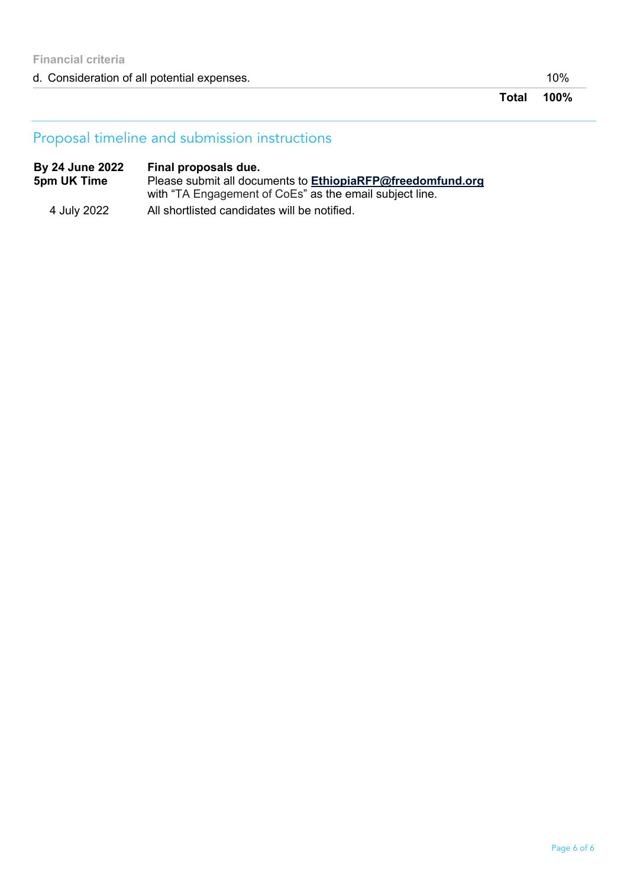| | |
|---|---|
| **Financial criteria** | |
| d. Consideration of all potential expenses. | 10% |
| **Total** | **100%** |

## Proposal timeline and submission instructions

| | |
|---|---|
| **By 24 June 2022 5pm UK Time** | **Final proposals due.** Please submit all documents to **EthiopiaRFP@freedomfund.org** with "TA Engagement of CoEs" as the email subject line. |
| 4 July 2022 | All shortlisted candidates will be notified. |